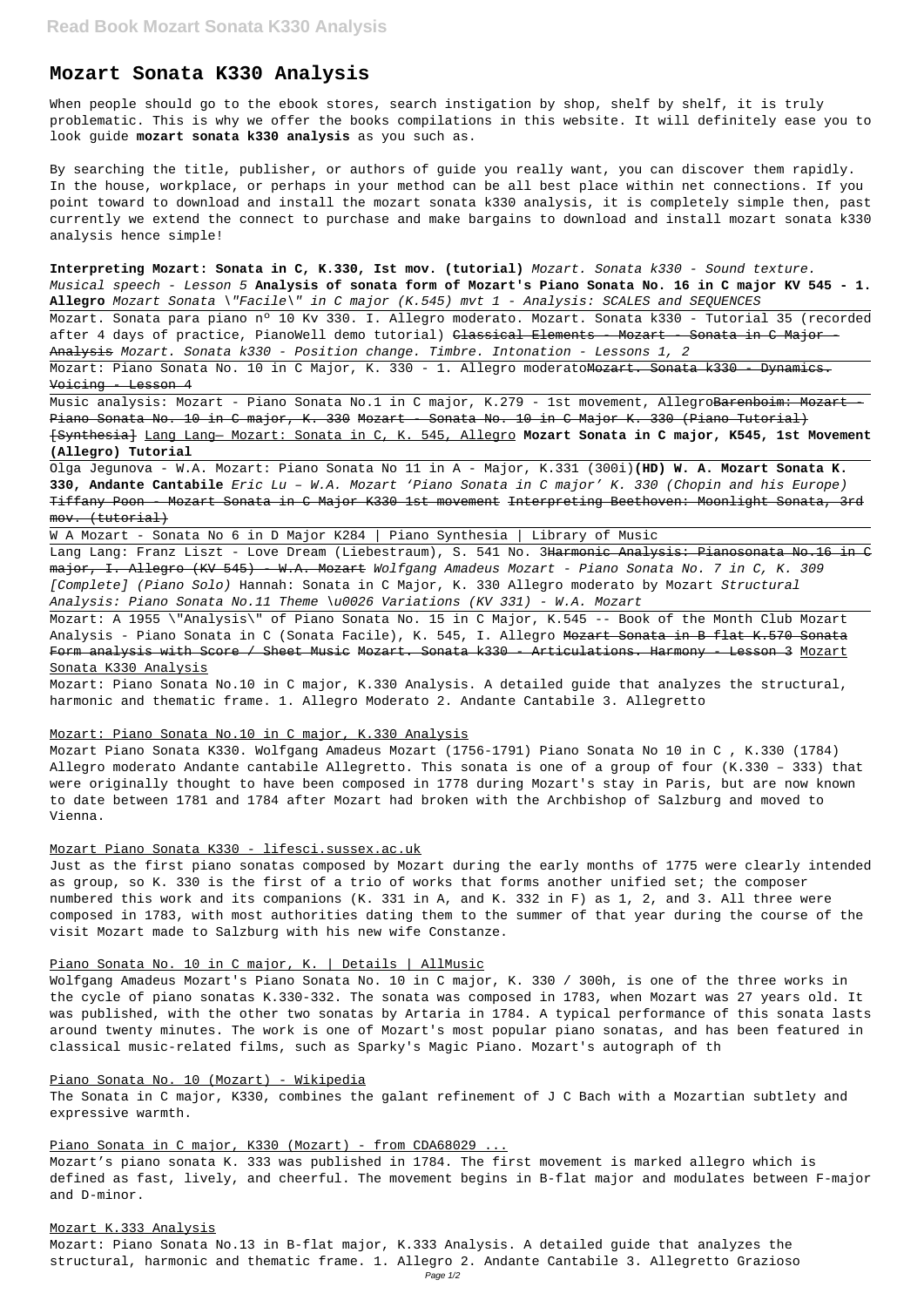# Mozart Sonata K330 Analysis

When people should go to the ebook stores, search instigation by shop, shelf by shelf, it is truly problematic. This is why we offer the books compilations in this website. It will definitely ease you to look guide **mozart sonata k330 analysis** as you such as.

By searching the title, publisher, or authors of guide you really want, you can discover them rapidly. In the house, workplace, or perhaps in your method can be all best place within net connections. If you point toward to download and install the mozart sonata k330 analysis, it is completely simple then, past currently we extend the connect to purchase and make bargains to download and install mozart sonata k330 analysis hence simple!

**Interpreting Mozart: Sonata in C, K.330, Ist mov. (tutorial)** *Mozart. Sonata k330 - Sound texture. Musical speech - Lesson 5* **Analysis of sonata form of Mozart's Piano Sonata No. 16 in C major KV 545 - 1. Allegro** *Mozart Sonata \"Facile\" in C major (K.545) mvt 1 - Analysis: SCALES and SEQUENCES*

Mozart. Sonata para piano nº 10 Kv 330. I. Allegro moderato. Mozart. Sonata k330 - Tutorial 35 (recorded after 4 days of practice, PianoWell demo tutorial) ~~Classical Elements - Mozart - Sonata in C Major - Analysis~~ *Mozart. Sonata k330 - Position change. Timbre. Intonation - Lessons 1, 2*

Mozart: Piano Sonata No. 10 in C Major, K. 330 - 1. Allegro moderato~~Mozart. Sonata k330 - Dynamics. Voicing - Lesson 4~~

Music analysis: Mozart - Piano Sonata No.1 in C major, K.279 - 1st movement, Allegro~~Barenboim: Mozart - Piano Sonata No. 10 in C major, K. 330~~ ~~Mozart - Sonata No. 10 in C Major K. 330 (Piano Tutorial) [Synthesia]~~ Lang Lang— Mozart: Sonata in C, K. 545, Allegro **Mozart Sonata in C major, K545, 1st Movement (Allegro) Tutorial**

Olga Jegunova - W.A. Mozart: Piano Sonata No 11 in A - Major, K.331 (300i)**(HD) W. A. Mozart Sonata K. 330, Andante Cantabile** *Eric Lu – W.A. Mozart 'Piano Sonata in C major' K. 330 (Chopin and his Europe)* ~~Tiffany Poon - Mozart Sonata in C Major K330 1st movement~~ ~~Interpreting Beethoven: Moonlight Sonata, 3rd mov. (tutorial)~~

W A Mozart - Sonata No 6 in D Major K284 | Piano Synthesia | Library of Music

Lang Lang: Franz Liszt - Love Dream (Liebestraum), S. 541 No. 3~~Harmonic Analysis: Pianosonata No.16 in C major, I. Allegro (KV 545) - W.A. Mozart~~ *Wolfgang Amadeus Mozart - Piano Sonata No. 7 in C, K. 309 [Complete] (Piano Solo)* Hannah: Sonata in C Major, K. 330 Allegro moderato by Mozart *Structural Analysis: Piano Sonata No.11 Theme \u0026 Variations (KV 331) - W.A. Mozart*

Mozart: A 1955 \"Analysis\" of Piano Sonata No. 15 in C Major, K.545 -- Book of the Month Club Mozart Analysis - Piano Sonata in C (Sonata Facile), K. 545, I. Allegro ~~Mozart Sonata in B flat K.570 Sonata Form analysis with Score / Sheet Music~~ ~~Mozart. Sonata k330 - Articulations. Harmony - Lesson 3~~ Mozart Sonata K330 Analysis

Mozart: Piano Sonata No.10 in C major, K.330 Analysis. A detailed guide that analyzes the structural, harmonic and thematic frame. 1. Allegro Moderato 2. Andante Cantabile 3. Allegretto

Mozart: Piano Sonata No.10 in C major, K.330 Analysis

Mozart Piano Sonata K330. Wolfgang Amadeus Mozart (1756-1791) Piano Sonata No 10 in C , K.330 (1784) Allegro moderato Andante cantabile Allegretto. This sonata is one of a group of four (K.330 – 333) that were originally thought to have been composed in 1778 during Mozart's stay in Paris, but are now known to date between 1781 and 1784 after Mozart had broken with the Archbishop of Salzburg and moved to Vienna.

Mozart Piano Sonata K330 - lifesci.sussex.ac.uk

Just as the first piano sonatas composed by Mozart during the early months of 1775 were clearly intended as group, so K. 330 is the first of a trio of works that forms another unified set; the composer numbered this work and its companions (K. 331 in A, and K. 332 in F) as 1, 2, and 3. All three were composed in 1783, with most authorities dating them to the summer of that year during the course of the visit Mozart made to Salzburg with his new wife Constanze.

Piano Sonata No. 10 in C major, K. | Details | AllMusic

Wolfgang Amadeus Mozart's Piano Sonata No. 10 in C major, K. 330 / 300h, is one of the three works in the cycle of piano sonatas K.330-332. The sonata was composed in 1783, when Mozart was 27 years old. It was published, with the other two sonatas by Artaria in 1784. A typical performance of this sonata lasts around twenty minutes. The work is one of Mozart's most popular piano sonatas, and has been featured in classical music-related films, such as Sparky's Magic Piano. Mozart's autograph of th

Piano Sonata No. 10 (Mozart) - Wikipedia

The Sonata in C major, K330, combines the galant refinement of J C Bach with a Mozartian subtlety and expressive warmth.

Piano Sonata in C major, K330 (Mozart) - from CDA68029 ...

Mozart's piano sonata K. 333 was published in 1784. The first movement is marked allegro which is defined as fast, lively, and cheerful. The movement begins in B-flat major and modulates between F-major and D-minor.

Mozart K.333 Analysis

Mozart: Piano Sonata No.13 in B-flat major, K.333 Analysis. A detailed guide that analyzes the structural, harmonic and thematic frame. 1. Allegro 2. Andante Cantabile 3. Allegretto Grazioso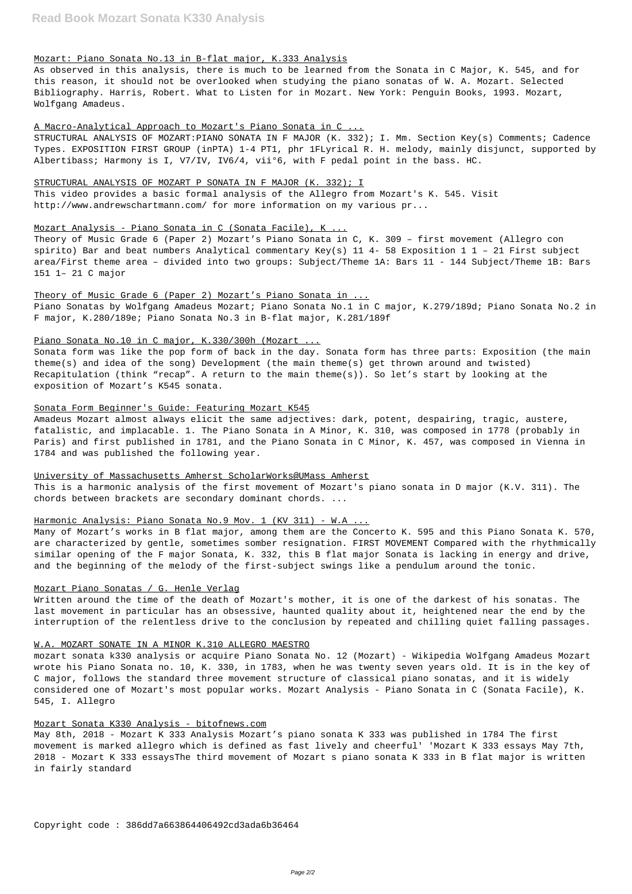### Mozart: Piano Sonata No.13 in B-flat major, K.333 Analysis

As observed in this analysis, there is much to be learned from the Sonata in C Major, K. 545, and for this reason, it should not be overlooked when studying the piano sonatas of W. A. Mozart. Selected Bibliography. Harris, Robert. What to Listen for in Mozart. New York: Penguin Books, 1993. Mozart, Wolfgang Amadeus.

### A Macro-Analytical Approach to Mozart's Piano Sonata in C ...

STRUCTURAL ANALYSIS OF MOZART:PIANO SONATA IN F MAJOR (K. 332); I. Mm. Section Key(s) Comments; Cadence Types. EXPOSITION FIRST GROUP (inPTA) 1-4 PT1, phr 1FLyrical R. H. melody, mainly disjunct, supported by Albertibass; Harmony is I, V7/IV, IV6/4, vii°6, with F pedal point in the bass. HC.

### STRUCTURAL ANALYSIS OF MOZART P SONATA IN F MAJOR (K. 332); I

This video provides a basic formal analysis of the Allegro from Mozart's K. 545. Visit http://www.andrewschartmann.com/ for more information on my various pr...

### Mozart Analysis - Piano Sonata in C (Sonata Facile), K ...

Theory of Music Grade 6 (Paper 2) Mozart's Piano Sonata in C, K. 309 – first movement (Allegro con spirito) Bar and beat numbers Analytical commentary Key(s) 11 4- 58 Exposition 1 1 – 21 First subject area/First theme area – divided into two groups: Subject/Theme 1A: Bars 11 - 144 Subject/Theme 1B: Bars 151 1– 21 C major

### Theory of Music Grade 6 (Paper 2) Mozart's Piano Sonata in ...

Piano Sonatas by Wolfgang Amadeus Mozart; Piano Sonata No.1 in C major, K.279/189d; Piano Sonata No.2 in F major, K.280/189e; Piano Sonata No.3 in B-flat major, K.281/189f

### Piano Sonata No.10 in C major, K.330/300h (Mozart ...

Sonata form was like the pop form of back in the day. Sonata form has three parts: Exposition (the main theme(s) and idea of the song) Development (the main theme(s) get thrown around and twisted) Recapitulation (think "recap". A return to the main theme(s)). So let's start by looking at the exposition of Mozart's K545 sonata.

### Sonata Form Beginner's Guide: Featuring Mozart K545

Amadeus Mozart almost always elicit the same adjectives: dark, potent, despairing, tragic, austere, fatalistic, and implacable. 1. The Piano Sonata in A Minor, K. 310, was composed in 1778 (probably in Paris) and first published in 1781, and the Piano Sonata in C Minor, K. 457, was composed in Vienna in 1784 and was published the following year.

### University of Massachusetts Amherst ScholarWorks@UMass Amherst

This is a harmonic analysis of the first movement of Mozart's piano sonata in D major (K.V. 311). The chords between brackets are secondary dominant chords. ...

### Harmonic Analysis: Piano Sonata No.9 Mov. 1 (KV 311) - W.A ...

Many of Mozart's works in B flat major, among them are the Concerto K. 595 and this Piano Sonata K. 570, are characterized by gentle, sometimes somber resignation. FIRST MOVEMENT Compared with the rhythmically similar opening of the F major Sonata, K. 332, this B flat major Sonata is lacking in energy and drive, and the beginning of the melody of the first-subject swings like a pendulum around the tonic.

### Mozart Piano Sonatas / G. Henle Verlag

Written around the time of the death of Mozart's mother, it is one of the darkest of his sonatas. The last movement in particular has an obsessive, haunted quality about it, heightened near the end by the interruption of the relentless drive to the conclusion by repeated and chilling quiet falling passages.

### W.A. MOZART SONATE IN A MINOR K.310 ALLEGRO MAESTRO

mozart sonata k330 analysis or acquire Piano Sonata No. 12 (Mozart) - Wikipedia Wolfgang Amadeus Mozart wrote his Piano Sonata no. 10, K. 330, in 1783, when he was twenty seven years old. It is in the key of C major, follows the standard three movement structure of classical piano sonatas, and it is widely considered one of Mozart's most popular works. Mozart Analysis - Piano Sonata in C (Sonata Facile), K. 545, I. Allegro

### Mozart Sonata K330 Analysis - bitofnews.com

May 8th, 2018 - Mozart K 333 Analysis Mozart's piano sonata K 333 was published in 1784 The first movement is marked allegro which is defined as fast lively and cheerful' 'Mozart K 333 essays May 7th, 2018 - Mozart K 333 essaysThe third movement of Mozart s piano sonata K 333 in B flat major is written in fairly standard

Copyright code : 386dd7a663864406492cd3ada6b36464